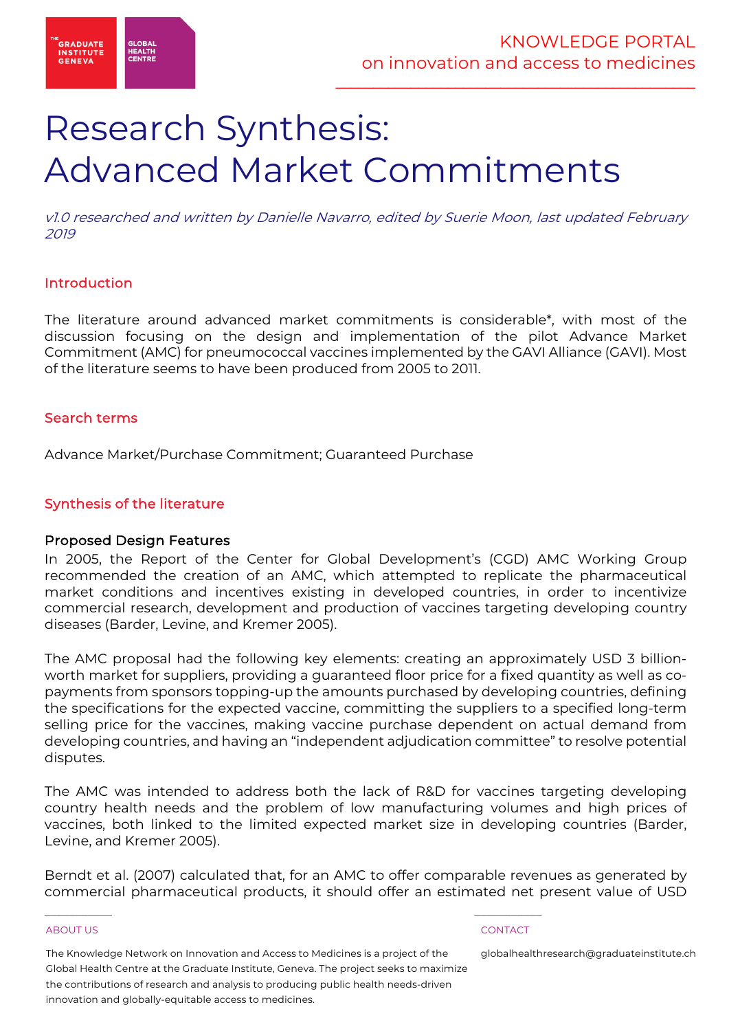# Research Synthesis: Advanced Market Commitments

*v1.0 researched and written by Danielle Navarro, edited by Suerie Moon, last updated February 2019*

## Introduction

The literature around advanced market commitments is considerable*, with most of the discussion focusing on the design and implementation of the pilot Advance Market Commitment (AMC) for pneumococcal vaccines implemented by the GAVI Alliance (GAVI). Most of the literature seems to have been produced from 2005 to 2011.

## Search terms

Advance Market/Purchase Commitment; Guaranteed Purchase

## Synthesis of the literature

### Proposed Design Features

In 2005, the Report of the Center for Global Development's (CGD) AMC Working Group recommended the creation of an AMC, which attempted to replicate the pharmaceutical market conditions and incentives existing in developed countries, in order to incentivize commercial research, development and production of vaccines targeting developing country diseases (Barder, Levine, and Kremer 2005).

The AMC proposal had the following key elements: creating an approximately USD 3 billion-worth market for suppliers, providing a guaranteed floor price for a fixed quantity as well as co-payments from sponsors topping-up the amounts purchased by developing countries, defining the specifications for the expected vaccine, committing the suppliers to a specified long-term selling price for the vaccines, making vaccine purchase dependent on actual demand from developing countries, and having an "independent adjudication committee" to resolve potential disputes.

The AMC was intended to address both the lack of R&D for vaccines targeting developing country health needs and the problem of low manufacturing volumes and high prices of vaccines, both linked to the limited expected market size in developing countries (Barder, Levine, and Kremer 2005).

Berndt et al. (2007) calculated that, for an AMC to offer comparable revenues as generated by commercial pharmaceutical products, it should offer an estimated net present value of USD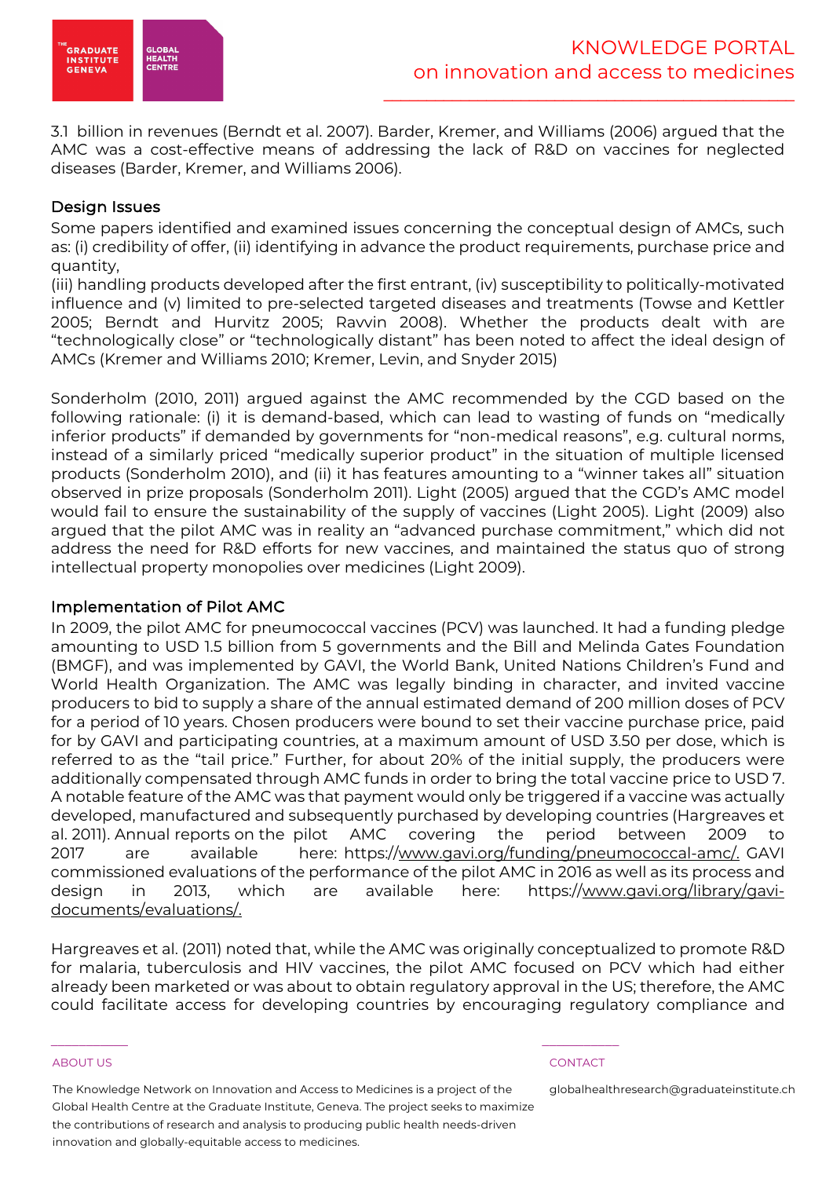3.1 billion in revenues (Berndt et al. 2007). Barder, Kremer, and Williams (2006) argued that the AMC was a cost-effective means of addressing the lack of R&D on vaccines for neglected diseases (Barder, Kremer, and Williams 2006).

### Design Issues

Some papers identified and examined issues concerning the conceptual design of AMCs, such as: (i) credibility of offer, (ii) identifying in advance the product requirements, purchase price and quantity,
(iii) handling products developed after the first entrant, (iv) susceptibility to politically-motivated influence and (v) limited to pre-selected targeted diseases and treatments (Towse and Kettler 2005; Berndt and Hurvitz 2005; Ravvin 2008). Whether the products dealt with are "technologically close" or "technologically distant" has been noted to affect the ideal design of AMCs (Kremer and Williams 2010; Kremer, Levin, and Snyder 2015)

Sonderholm (2010, 2011) argued against the AMC recommended by the CGD based on the following rationale: (i) it is demand-based, which can lead to wasting of funds on "medically inferior products" if demanded by governments for "non-medical reasons", e.g. cultural norms, instead of a similarly priced "medically superior product" in the situation of multiple licensed products (Sonderholm 2010), and (ii) it has features amounting to a "winner takes all" situation observed in prize proposals (Sonderholm 2011). Light (2005) argued that the CGD's AMC model would fail to ensure the sustainability of the supply of vaccines (Light 2005). Light (2009) also argued that the pilot AMC was in reality an "advanced purchase commitment," which did not address the need for R&D efforts for new vaccines, and maintained the status quo of strong intellectual property monopolies over medicines (Light 2009).

### Implementation of Pilot AMC

In 2009, the pilot AMC for pneumococcal vaccines (PCV) was launched. It had a funding pledge amounting to USD 1.5 billion from 5 governments and the Bill and Melinda Gates Foundation (BMGF), and was implemented by GAVI, the World Bank, United Nations Children's Fund and World Health Organization. The AMC was legally binding in character, and invited vaccine producers to bid to supply a share of the annual estimated demand of 200 million doses of PCV for a period of 10 years. Chosen producers were bound to set their vaccine purchase price, paid for by GAVI and participating countries, at a maximum amount of USD 3.50 per dose, which is referred to as the "tail price." Further, for about 20% of the initial supply, the producers were additionally compensated through AMC funds in order to bring the total vaccine price to USD 7. A notable feature of the AMC was that payment would only be triggered if a vaccine was actually developed, manufactured and subsequently purchased by developing countries (Hargreaves et al. 2011). Annual reports on the pilot AMC covering the period between 2009 to 2017 are available here: https://www.gavi.org/funding/pneumococcal-amc/. GAVI commissioned evaluations of the performance of the pilot AMC in 2016 as well as its process and design in 2013, which are available here: https://www.gavi.org/library/gavi-documents/evaluations/.

Hargreaves et al. (2011) noted that, while the AMC was originally conceptualized to promote R&D for malaria, tuberculosis and HIV vaccines, the pilot AMC focused on PCV which had either already been marketed or was about to obtain regulatory approval in the US; therefore, the AMC could facilitate access for developing countries by encouraging regulatory compliance and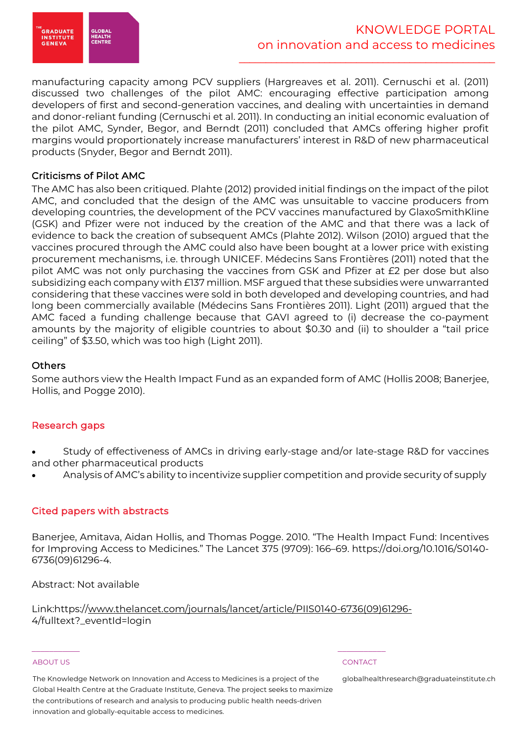manufacturing capacity among PCV suppliers (Hargreaves et al. 2011). Cernuschi et al. (2011) discussed two challenges of the pilot AMC: encouraging effective participation among developers of first and second-generation vaccines, and dealing with uncertainties in demand and donor-reliant funding (Cernuschi et al. 2011). In conducting an initial economic evaluation of the pilot AMC, Synder, Begor, and Berndt (2011) concluded that AMCs offering higher profit margins would proportionately increase manufacturers' interest in R&D of new pharmaceutical products (Snyder, Begor and Berndt 2011).

### Criticisms of Pilot AMC

The AMC has also been critiqued. Plahte (2012) provided initial findings on the impact of the pilot AMC, and concluded that the design of the AMC was unsuitable to vaccine producers from developing countries, the development of the PCV vaccines manufactured by GlaxoSmithKline (GSK) and Pfizer were not induced by the creation of the AMC and that there was a lack of evidence to back the creation of subsequent AMCs (Plahte 2012). Wilson (2010) argued that the vaccines procured through the AMC could also have been bought at a lower price with existing procurement mechanisms, i.e. through UNICEF. Médecins Sans Frontières (2011) noted that the pilot AMC was not only purchasing the vaccines from GSK and Pfizer at £2 per dose but also subsidizing each company with £137 million. MSF argued that these subsidies were unwarranted considering that these vaccines were sold in both developed and developing countries, and had long been commercially available (Médecins Sans Frontières 2011). Light (2011) argued that the AMC faced a funding challenge because that GAVI agreed to (i) decrease the co-payment amounts by the majority of eligible countries to about $0.30 and (ii) to shoulder a "tail price ceiling" of $3.50, which was too high (Light 2011).

### Others

Some authors view the Health Impact Fund as an expanded form of AMC (Hollis 2008; Banerjee, Hollis, and Pogge 2010).

## Research gaps

- Study of effectiveness of AMCs in driving early-stage and/or late-stage R&D for vaccines and other pharmaceutical products
- Analysis of AMC's ability to incentivize supplier competition and provide security of supply

## Cited papers with abstracts

Banerjee, Amitava, Aidan Hollis, and Thomas Pogge. 2010. "The Health Impact Fund: Incentives for Improving Access to Medicines." The Lancet 375 (9709): 166–69. https://doi.org/10.1016/S0140-6736(09)61296-4.

Abstract: Not available

Link:https://www.thelancet.com/journals/lancet/article/PIIS0140-6736(09)61296-4/fulltext?_eventId=login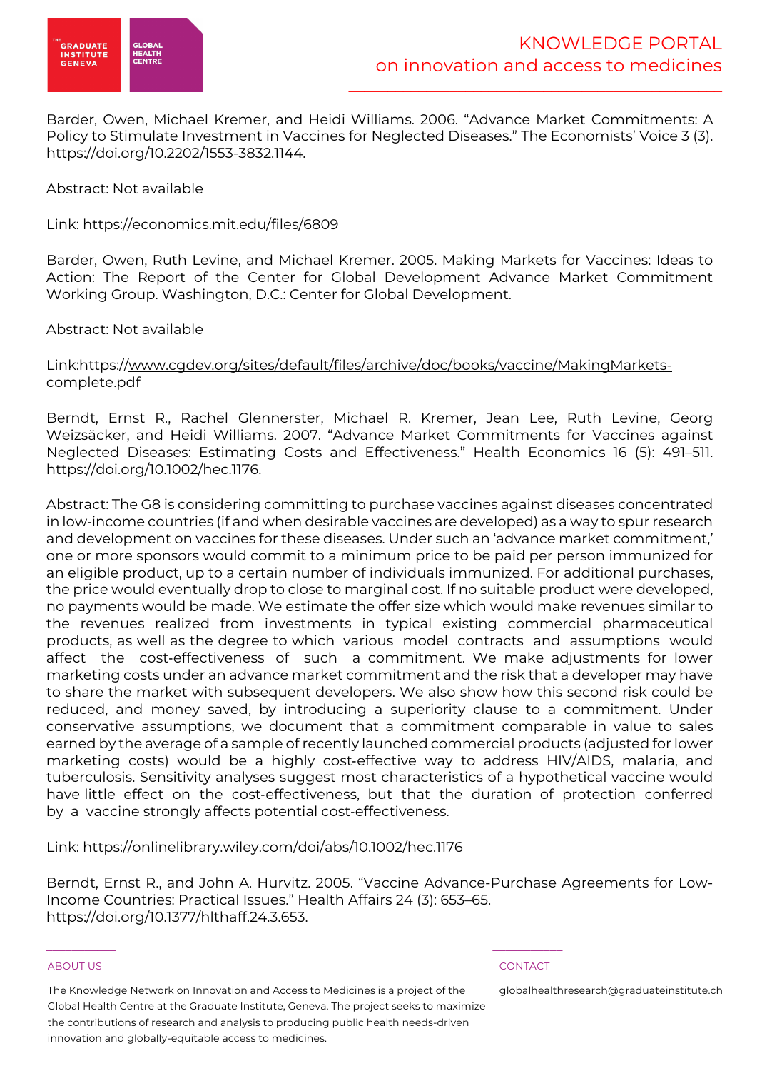Barder, Owen, Michael Kremer, and Heidi Williams. 2006. "Advance Market Commitments: A Policy to Stimulate Investment in Vaccines for Neglected Diseases." The Economists' Voice 3 (3). https://doi.org/10.2202/1553-3832.1144.

Abstract: Not available

Link: https://economics.mit.edu/files/6809

Barder, Owen, Ruth Levine, and Michael Kremer. 2005. Making Markets for Vaccines: Ideas to Action: The Report of the Center for Global Development Advance Market Commitment Working Group. Washington, D.C.: Center for Global Development.

Abstract: Not available

Link:https://www.cgdev.org/sites/default/files/archive/doc/books/vaccine/MakingMarkets-complete.pdf

Berndt, Ernst R., Rachel Glennerster, Michael R. Kremer, Jean Lee, Ruth Levine, Georg Weizsäcker, and Heidi Williams. 2007. "Advance Market Commitments for Vaccines against Neglected Diseases: Estimating Costs and Effectiveness." Health Economics 16 (5): 491–511. https://doi.org/10.1002/hec.1176.

Abstract: The G8 is considering committing to purchase vaccines against diseases concentrated in low-income countries (if and when desirable vaccines are developed) as a way to spur research and development on vaccines for these diseases. Under such an 'advance market commitment,' one or more sponsors would commit to a minimum price to be paid per person immunized for an eligible product, up to a certain number of individuals immunized. For additional purchases, the price would eventually drop to close to marginal cost. If no suitable product were developed, no payments would be made. We estimate the offer size which would make revenues similar to the revenues realized from investments in typical existing commercial pharmaceutical products, as well as the degree to which various model contracts and assumptions would affect the cost-effectiveness of such a commitment. We make adjustments for lower marketing costs under an advance market commitment and the risk that a developer may have to share the market with subsequent developers. We also show how this second risk could be reduced, and money saved, by introducing a superiority clause to a commitment. Under conservative assumptions, we document that a commitment comparable in value to sales earned by the average of a sample of recently launched commercial products (adjusted for lower marketing costs) would be a highly cost-effective way to address HIV/AIDS, malaria, and tuberculosis. Sensitivity analyses suggest most characteristics of a hypothetical vaccine would have little effect on the cost-effectiveness, but that the duration of protection conferred by a vaccine strongly affects potential cost-effectiveness.

Link: https://onlinelibrary.wiley.com/doi/abs/10.1002/hec.1176

Berndt, Ernst R., and John A. Hurvitz. 2005. "Vaccine Advance-Purchase Agreements for Low-Income Countries: Practical Issues." Health Affairs 24 (3): 653–65. https://doi.org/10.1377/hlthaff.24.3.653.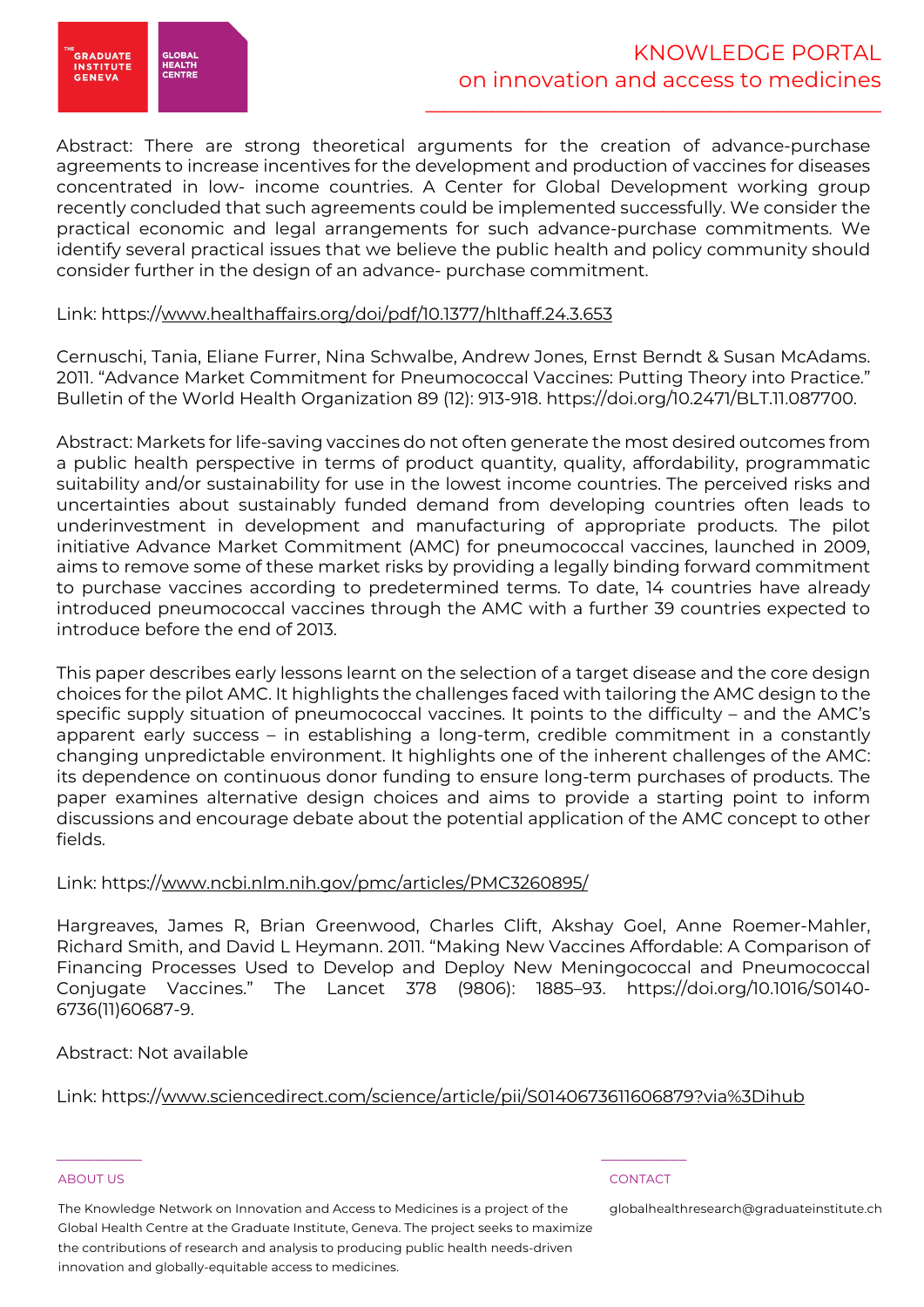Abstract: There are strong theoretical arguments for the creation of advance-purchase agreements to increase incentives for the development and production of vaccines for diseases concentrated in low- income countries. A Center for Global Development working group recently concluded that such agreements could be implemented successfully. We consider the practical economic and legal arrangements for such advance-purchase commitments. We identify several practical issues that we believe the public health and policy community should consider further in the design of an advance- purchase commitment.

Link: https://www.healthaffairs.org/doi/pdf/10.1377/hlthaff.24.3.653

Cernuschi, Tania, Eliane Furrer, Nina Schwalbe, Andrew Jones, Ernst Berndt & Susan McAdams. 2011. "Advance Market Commitment for Pneumococcal Vaccines: Putting Theory into Practice." Bulletin of the World Health Organization 89 (12): 913-918. https://doi.org/10.2471/BLT.11.087700.

Abstract: Markets for life-saving vaccines do not often generate the most desired outcomes from a public health perspective in terms of product quantity, quality, affordability, programmatic suitability and/or sustainability for use in the lowest income countries. The perceived risks and uncertainties about sustainably funded demand from developing countries often leads to underinvestment in development and manufacturing of appropriate products. The pilot initiative Advance Market Commitment (AMC) for pneumococcal vaccines, launched in 2009, aims to remove some of these market risks by providing a legally binding forward commitment to purchase vaccines according to predetermined terms. To date, 14 countries have already introduced pneumococcal vaccines through the AMC with a further 39 countries expected to introduce before the end of 2013.

This paper describes early lessons learnt on the selection of a target disease and the core design choices for the pilot AMC. It highlights the challenges faced with tailoring the AMC design to the specific supply situation of pneumococcal vaccines. It points to the difficulty – and the AMC's apparent early success – in establishing a long-term, credible commitment in a constantly changing unpredictable environment. It highlights one of the inherent challenges of the AMC: its dependence on continuous donor funding to ensure long-term purchases of products. The paper examines alternative design choices and aims to provide a starting point to inform discussions and encourage debate about the potential application of the AMC concept to other fields.

Link: https://www.ncbi.nlm.nih.gov/pmc/articles/PMC3260895/

Hargreaves, James R, Brian Greenwood, Charles Clift, Akshay Goel, Anne Roemer-Mahler, Richard Smith, and David L Heymann. 2011. "Making New Vaccines Affordable: A Comparison of Financing Processes Used to Develop and Deploy New Meningococcal and Pneumococcal Conjugate Vaccines." The Lancet 378 (9806): 1885–93. https://doi.org/10.1016/S0140-6736(11)60687-9.

Abstract: Not available

Link: https://www.sciencedirect.com/science/article/pii/S0140673611606879?via%3Dihub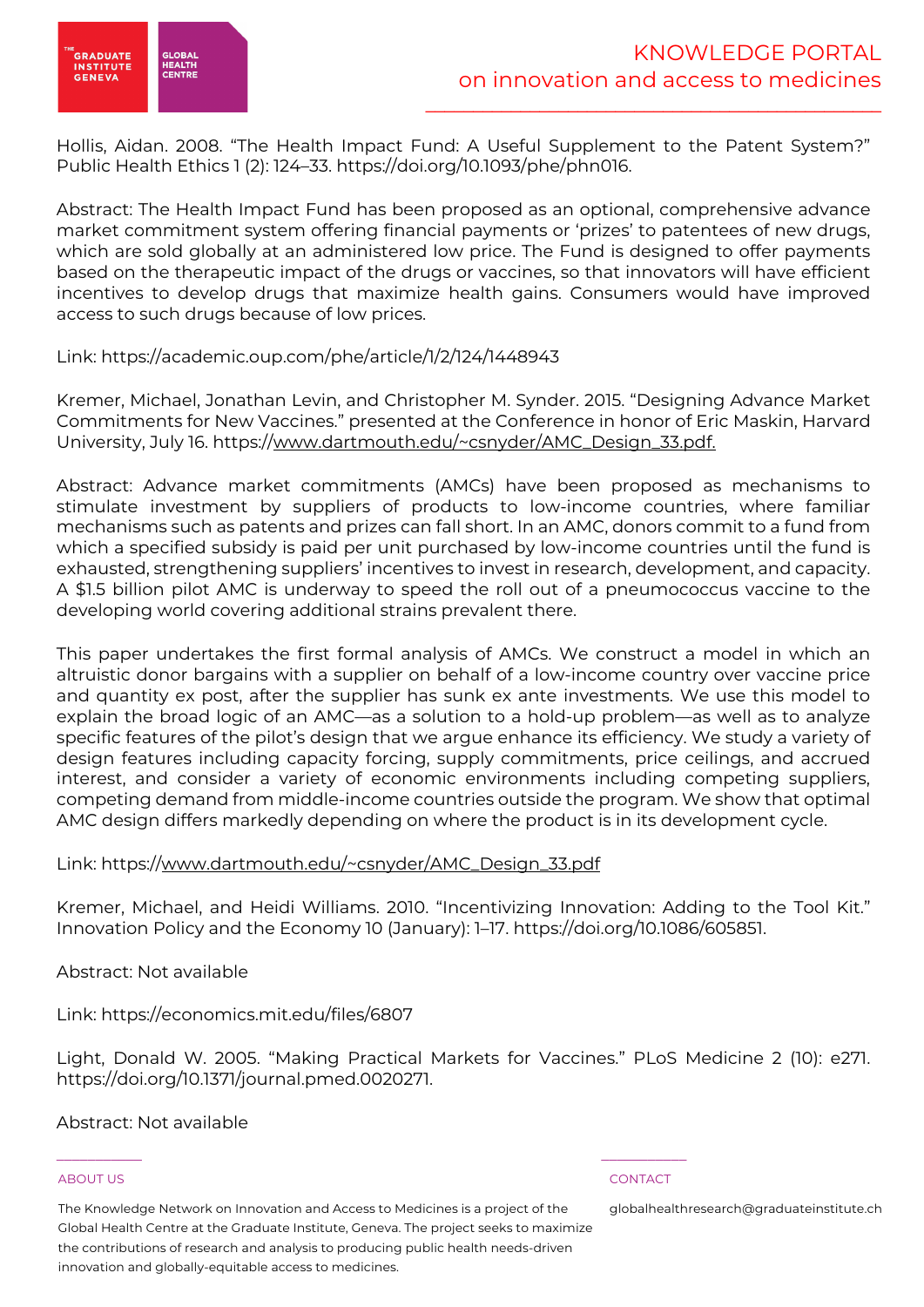Hollis, Aidan. 2008. "The Health Impact Fund: A Useful Supplement to the Patent System?" Public Health Ethics 1 (2): 124–33. https://doi.org/10.1093/phe/phn016.

Abstract: The Health Impact Fund has been proposed as an optional, comprehensive advance market commitment system offering financial payments or 'prizes' to patentees of new drugs, which are sold globally at an administered low price. The Fund is designed to offer payments based on the therapeutic impact of the drugs or vaccines, so that innovators will have efficient incentives to develop drugs that maximize health gains. Consumers would have improved access to such drugs because of low prices.

Link: https://academic.oup.com/phe/article/1/2/124/1448943

Kremer, Michael, Jonathan Levin, and Christopher M. Synder. 2015. "Designing Advance Market Commitments for New Vaccines." presented at the Conference in honor of Eric Maskin, Harvard University, July 16. https://www.dartmouth.edu/~csnyder/AMC_Design_33.pdf.

Abstract: Advance market commitments (AMCs) have been proposed as mechanisms to stimulate investment by suppliers of products to low-income countries, where familiar mechanisms such as patents and prizes can fall short. In an AMC, donors commit to a fund from which a specified subsidy is paid per unit purchased by low-income countries until the fund is exhausted, strengthening suppliers' incentives to invest in research, development, and capacity. A $1.5 billion pilot AMC is underway to speed the roll out of a pneumococcus vaccine to the developing world covering additional strains prevalent there.

This paper undertakes the first formal analysis of AMCs. We construct a model in which an altruistic donor bargains with a supplier on behalf of a low-income country over vaccine price and quantity ex post, after the supplier has sunk ex ante investments. We use this model to explain the broad logic of an AMC—as a solution to a hold-up problem—as well as to analyze specific features of the pilot's design that we argue enhance its efficiency. We study a variety of design features including capacity forcing, supply commitments, price ceilings, and accrued interest, and consider a variety of economic environments including competing suppliers, competing demand from middle-income countries outside the program. We show that optimal AMC design differs markedly depending on where the product is in its development cycle.

Link: https://www.dartmouth.edu/~csnyder/AMC_Design_33.pdf

Kremer, Michael, and Heidi Williams. 2010. "Incentivizing Innovation: Adding to the Tool Kit." Innovation Policy and the Economy 10 (January): 1–17. https://doi.org/10.1086/605851.

Abstract: Not available

Link: https://economics.mit.edu/files/6807

Light, Donald W. 2005. "Making Practical Markets for Vaccines." PLoS Medicine 2 (10): e271. https://doi.org/10.1371/journal.pmed.0020271.

Abstract: Not available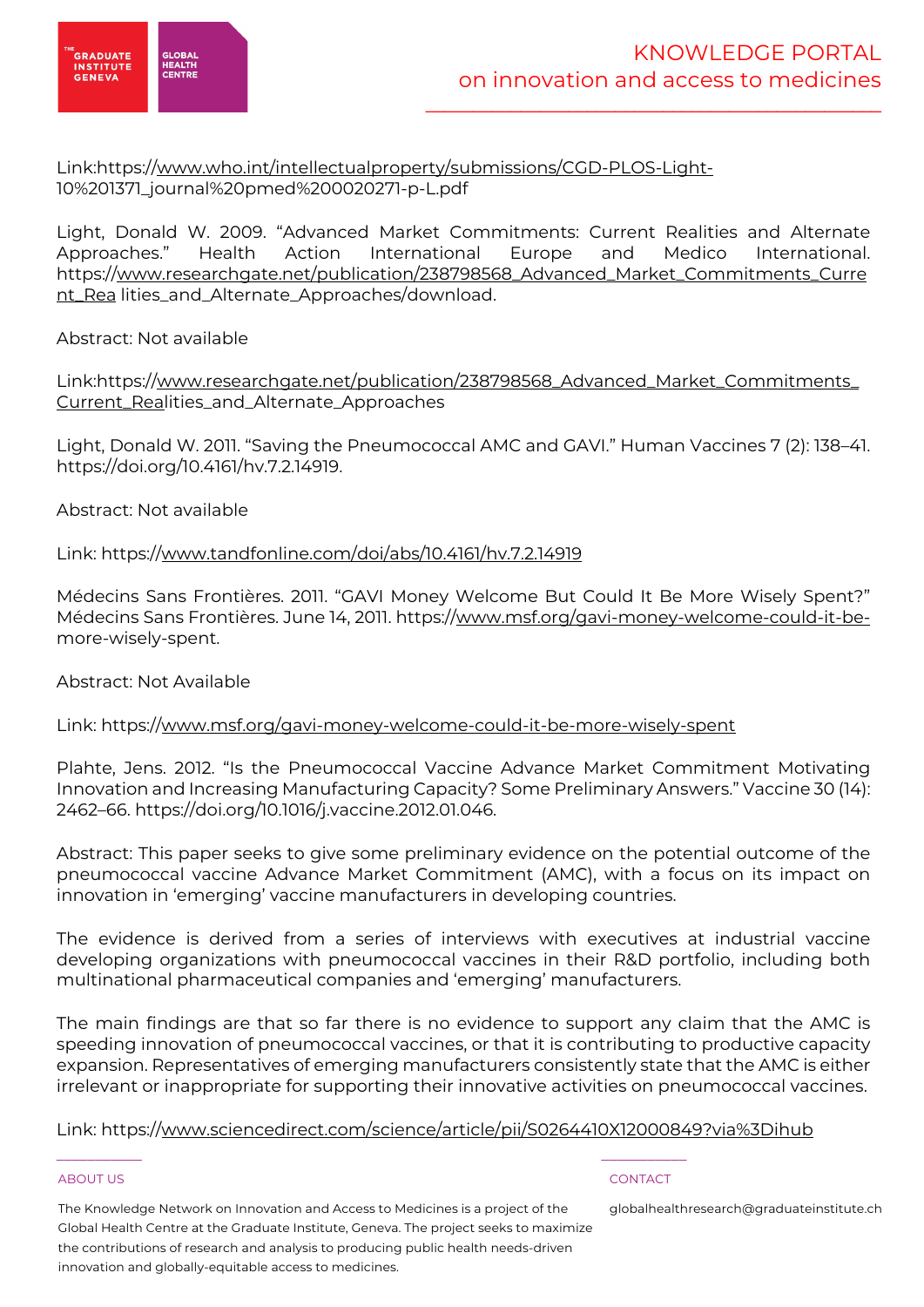Link:https://www.who.int/intellectualproperty/submissions/CGD-PLOS-Light-10%201371_journal%20pmed%200020271-p-L.pdf

Light, Donald W. 2009. "Advanced Market Commitments: Current Realities and Alternate Approaches." Health Action International Europe and Medico International. https://www.researchgate.net/publication/238798568_Advanced_Market_Commitments_Current_Rea lities_and_Alternate_Approaches/download.

Abstract: Not available

Link:https://www.researchgate.net/publication/238798568_Advanced_Market_Commitments_Current_Realities_and_Alternate_Approaches

Light, Donald W. 2011. "Saving the Pneumococcal AMC and GAVI." Human Vaccines 7 (2): 138–41. https://doi.org/10.4161/hv.7.2.14919.

Abstract: Not available

Link: https://www.tandfonline.com/doi/abs/10.4161/hv.7.2.14919

Médecins Sans Frontières. 2011. "GAVI Money Welcome But Could It Be More Wisely Spent?" Médecins Sans Frontières. June 14, 2011. https://www.msf.org/gavi-money-welcome-could-it-be-more-wisely-spent.

Abstract: Not Available

Link: https://www.msf.org/gavi-money-welcome-could-it-be-more-wisely-spent

Plahte, Jens. 2012. "Is the Pneumococcal Vaccine Advance Market Commitment Motivating Innovation and Increasing Manufacturing Capacity? Some Preliminary Answers." Vaccine 30 (14): 2462–66. https://doi.org/10.1016/j.vaccine.2012.01.046.

Abstract: This paper seeks to give some preliminary evidence on the potential outcome of the pneumococcal vaccine Advance Market Commitment (AMC), with a focus on its impact on innovation in 'emerging' vaccine manufacturers in developing countries.

The evidence is derived from a series of interviews with executives at industrial vaccine developing organizations with pneumococcal vaccines in their R&D portfolio, including both multinational pharmaceutical companies and 'emerging' manufacturers.

The main findings are that so far there is no evidence to support any claim that the AMC is speeding innovation of pneumococcal vaccines, or that it is contributing to productive capacity expansion. Representatives of emerging manufacturers consistently state that the AMC is either irrelevant or inappropriate for supporting their innovative activities on pneumococcal vaccines.

Link: https://www.sciencedirect.com/science/article/pii/S0264410X12000849?via%3Dihub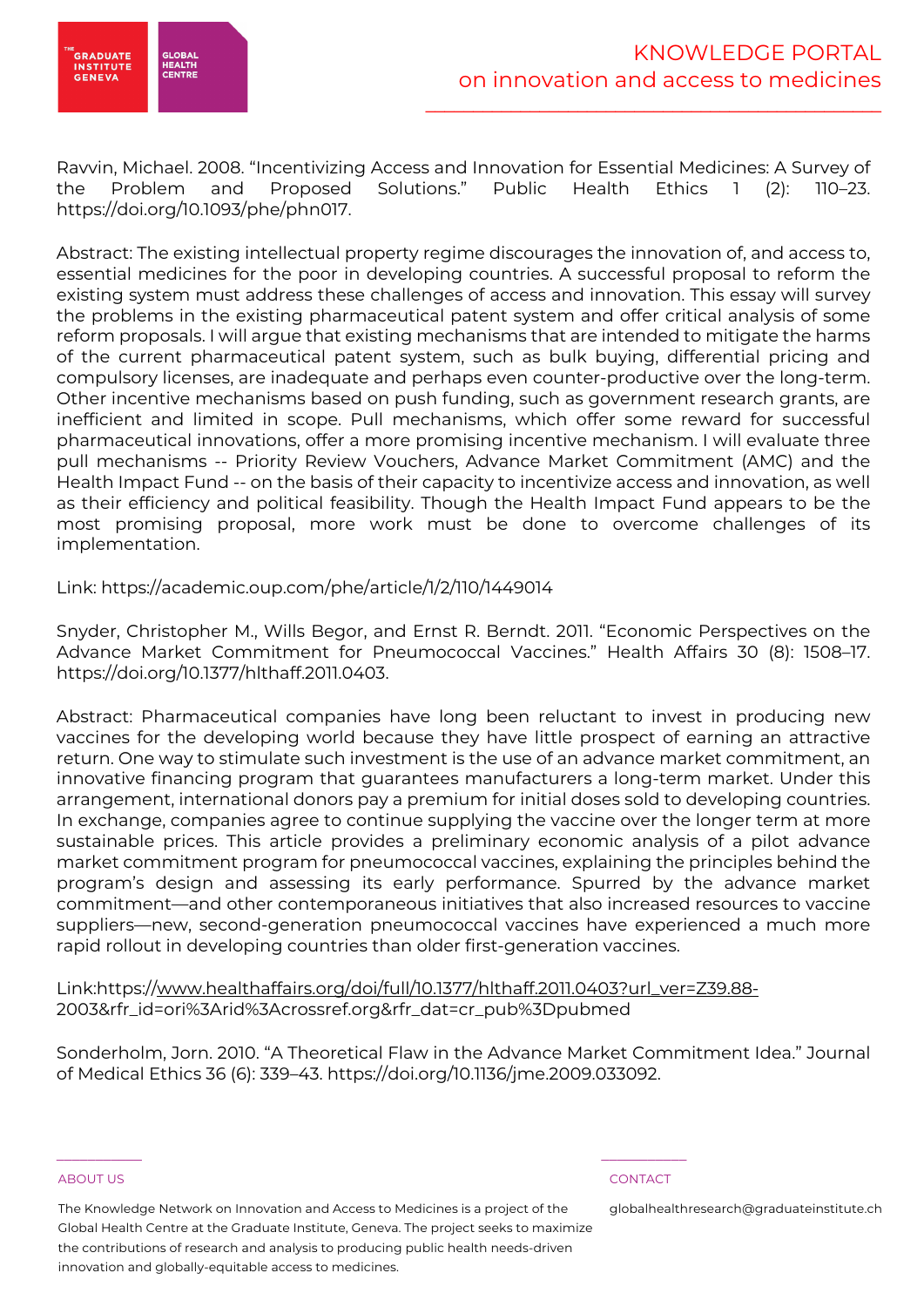Ravvin, Michael. 2008. "Incentivizing Access and Innovation for Essential Medicines: A Survey of the Problem and Proposed Solutions." Public Health Ethics 1 (2): 110–23. https://doi.org/10.1093/phe/phn017.

Abstract: The existing intellectual property regime discourages the innovation of, and access to, essential medicines for the poor in developing countries. A successful proposal to reform the existing system must address these challenges of access and innovation. This essay will survey the problems in the existing pharmaceutical patent system and offer critical analysis of some reform proposals. I will argue that existing mechanisms that are intended to mitigate the harms of the current pharmaceutical patent system, such as bulk buying, differential pricing and compulsory licenses, are inadequate and perhaps even counter-productive over the long-term. Other incentive mechanisms based on push funding, such as government research grants, are inefficient and limited in scope. Pull mechanisms, which offer some reward for successful pharmaceutical innovations, offer a more promising incentive mechanism. I will evaluate three pull mechanisms -- Priority Review Vouchers, Advance Market Commitment (AMC) and the Health Impact Fund -- on the basis of their capacity to incentivize access and innovation, as well as their efficiency and political feasibility. Though the Health Impact Fund appears to be the most promising proposal, more work must be done to overcome challenges of its implementation.

Link: https://academic.oup.com/phe/article/1/2/110/1449014

Snyder, Christopher M., Wills Begor, and Ernst R. Berndt. 2011. "Economic Perspectives on the Advance Market Commitment for Pneumococcal Vaccines." Health Affairs 30 (8): 1508–17. https://doi.org/10.1377/hlthaff.2011.0403.

Abstract: Pharmaceutical companies have long been reluctant to invest in producing new vaccines for the developing world because they have little prospect of earning an attractive return. One way to stimulate such investment is the use of an advance market commitment, an innovative financing program that guarantees manufacturers a long-term market. Under this arrangement, international donors pay a premium for initial doses sold to developing countries. In exchange, companies agree to continue supplying the vaccine over the longer term at more sustainable prices. This article provides a preliminary economic analysis of a pilot advance market commitment program for pneumococcal vaccines, explaining the principles behind the program's design and assessing its early performance. Spurred by the advance market commitment—and other contemporaneous initiatives that also increased resources to vaccine suppliers—new, second-generation pneumococcal vaccines have experienced a much more rapid rollout in developing countries than older first-generation vaccines.

Link:https://www.healthaffairs.org/doi/full/10.1377/hlthaff.2011.0403?url_ver=Z39.88-2003&rfr_id=ori%3Arid%3Acrossref.org&rfr_dat=cr_pub%3Dpubmed

Sonderholm, Jorn. 2010. "A Theoretical Flaw in the Advance Market Commitment Idea." Journal of Medical Ethics 36 (6): 339–43. https://doi.org/10.1136/jme.2009.033092.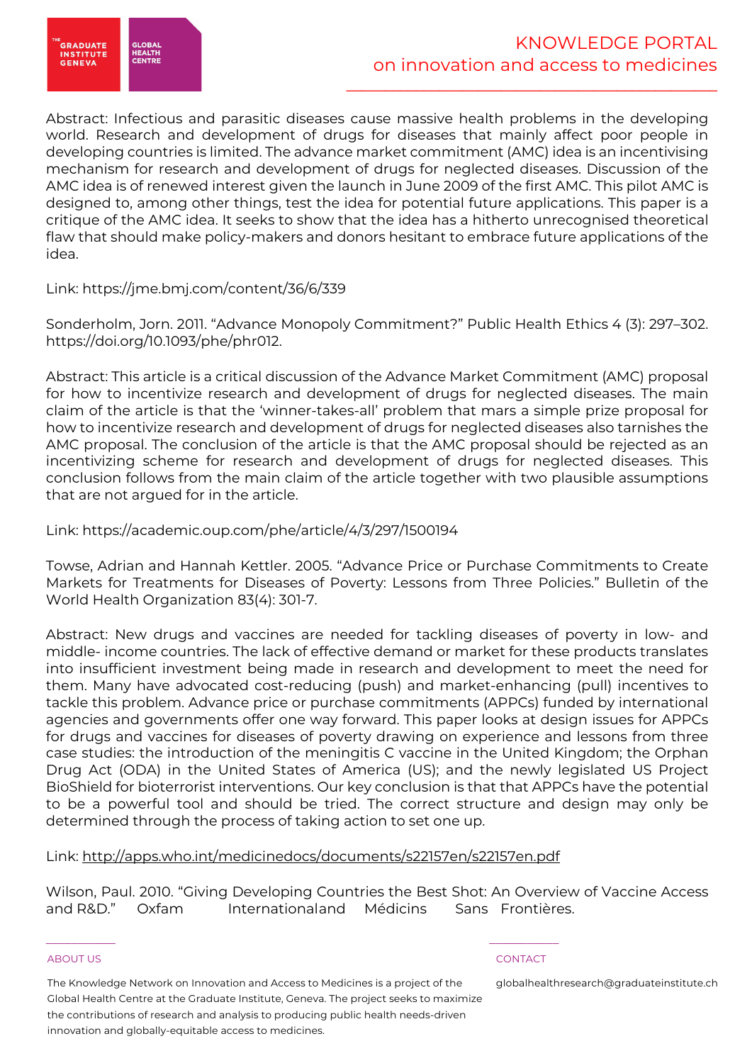Abstract: Infectious and parasitic diseases cause massive health problems in the developing world. Research and development of drugs for diseases that mainly affect poor people in developing countries is limited. The advance market commitment (AMC) idea is an incentivising mechanism for research and development of drugs for neglected diseases. Discussion of the AMC idea is of renewed interest given the launch in June 2009 of the first AMC. This pilot AMC is designed to, among other things, test the idea for potential future applications. This paper is a critique of the AMC idea. It seeks to show that the idea has a hitherto unrecognised theoretical flaw that should make policy-makers and donors hesitant to embrace future applications of the idea.

Link: https://jme.bmj.com/content/36/6/339

Sonderholm, Jorn. 2011. "Advance Monopoly Commitment?" Public Health Ethics 4 (3): 297–302. https://doi.org/10.1093/phe/phr012.

Abstract: This article is a critical discussion of the Advance Market Commitment (AMC) proposal for how to incentivize research and development of drugs for neglected diseases. The main claim of the article is that the 'winner-takes-all' problem that mars a simple prize proposal for how to incentivize research and development of drugs for neglected diseases also tarnishes the AMC proposal. The conclusion of the article is that the AMC proposal should be rejected as an incentivizing scheme for research and development of drugs for neglected diseases. This conclusion follows from the main claim of the article together with two plausible assumptions that are not argued for in the article.

Link: https://academic.oup.com/phe/article/4/3/297/1500194

Towse, Adrian and Hannah Kettler. 2005. "Advance Price or Purchase Commitments to Create Markets for Treatments for Diseases of Poverty: Lessons from Three Policies." Bulletin of the World Health Organization 83(4): 301-7.

Abstract: New drugs and vaccines are needed for tackling diseases of poverty in low- and middle- income countries. The lack of effective demand or market for these products translates into insufficient investment being made in research and development to meet the need for them. Many have advocated cost-reducing (push) and market-enhancing (pull) incentives to tackle this problem. Advance price or purchase commitments (APPCs) funded by international agencies and governments offer one way forward. This paper looks at design issues for APPCs for drugs and vaccines for diseases of poverty drawing on experience and lessons from three case studies: the introduction of the meningitis C vaccine in the United Kingdom; the Orphan Drug Act (ODA) in the United States of America (US); and the newly legislated US Project BioShield for bioterrorist interventions. Our key conclusion is that that APPCs have the potential to be a powerful tool and should be tried. The correct structure and design may only be determined through the process of taking action to set one up.

Link: http://apps.who.int/medicinedocs/documents/s22157en/s22157en.pdf

Wilson, Paul. 2010. "Giving Developing Countries the Best Shot: An Overview of Vaccine Access and R&D." Oxfam Internationaland Médicins Sans Frontières.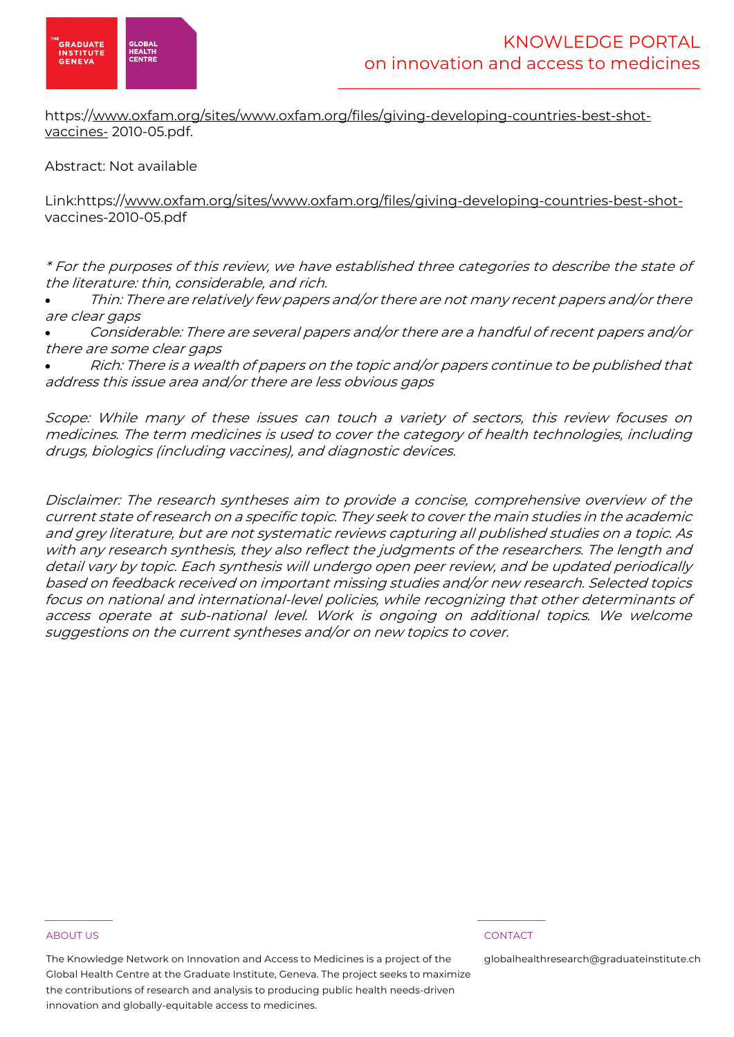https://www.oxfam.org/sites/www.oxfam.org/files/giving-developing-countries-best-shot-vaccines- 2010-05.pdf.

Abstract: Not available

Link:https://www.oxfam.org/sites/www.oxfam.org/files/giving-developing-countries-best-shot-vaccines-2010-05.pdf

*\* For the purposes of this review, we have established three categories to describe the state of the literature: thin, considerable, and rich.*

- *Thin: There are relatively few papers and/or there are not many recent papers and/or there are clear gaps*
- *Considerable: There are several papers and/or there are a handful of recent papers and/or there are some clear gaps*
- *Rich: There is a wealth of papers on the topic and/or papers continue to be published that address this issue area and/or there are less obvious gaps*

*Scope: While many of these issues can touch a variety of sectors, this review focuses on medicines. The term medicines is used to cover the category of health technologies, including drugs, biologics (including vaccines), and diagnostic devices.*

*Disclaimer: The research syntheses aim to provide a concise, comprehensive overview of the current state of research on a specific topic. They seek to cover the main studies in the academic and grey literature, but are not systematic reviews capturing all published studies on a topic. As with any research synthesis, they also reflect the judgments of the researchers. The length and detail vary by topic. Each synthesis will undergo open peer review, and be updated periodically based on feedback received on important missing studies and/or new research. Selected topics focus on national and international-level policies, while recognizing that other determinants of access operate at sub-national level. Work is ongoing on additional topics. We welcome suggestions on the current syntheses and/or on new topics to cover.*